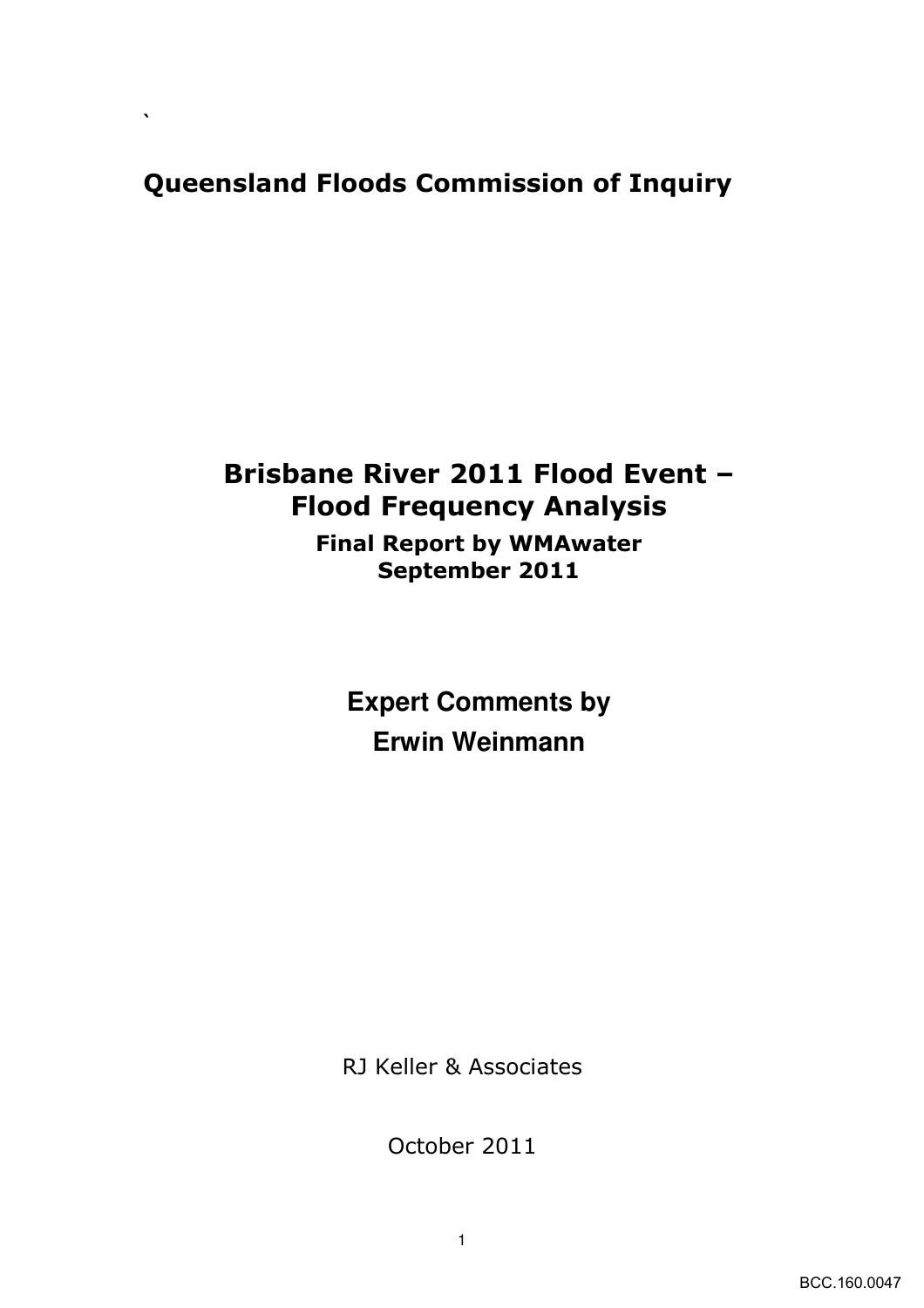# Queensland Floods Commission of Inquiry

## Brisbane River 2011 Flood Event – Flood Frequency Analysis

**Final Report by WMAwater**
**September 2011**

## Expert Comments by Erwin Weinmann

RJ Keller & Associates

October 2011

BCC.160.0047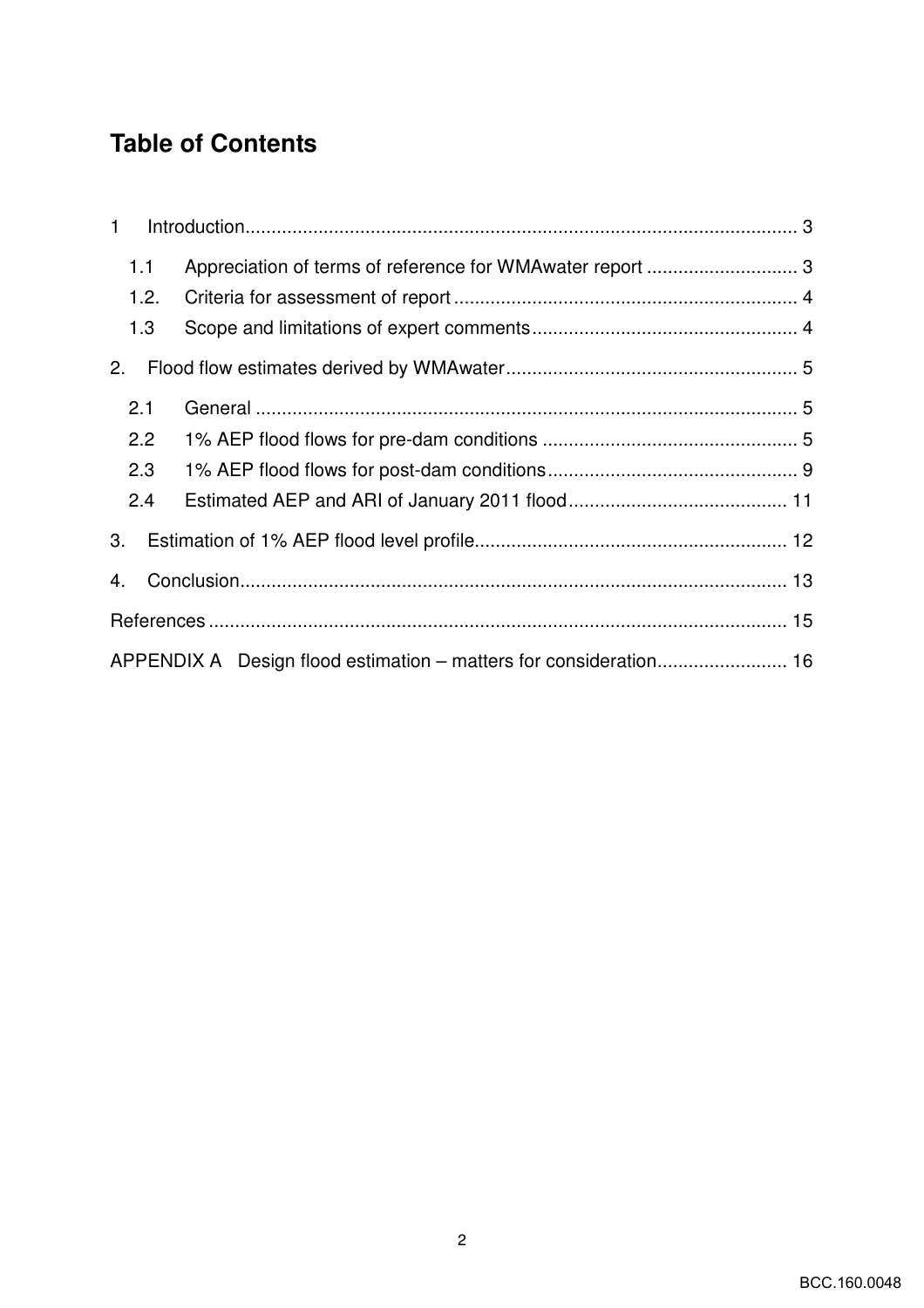# Table of Contents

1 Introduction ... 3

- 1.1 Appreciation of terms of reference for WMAwater report ... 3
- 1.2. Criteria for assessment of report ... 4
- 1.3 Scope and limitations of expert comments ... 4

2. Flood flow estimates derived by WMAwater ... 5

- 2.1 General ... 5
- 2.2 1% AEP flood flows for pre-dam conditions ... 5
- 2.3 1% AEP flood flows for post-dam conditions ... 9
- 2.4 Estimated AEP and ARI of January 2011 flood ... 11

3. Estimation of 1% AEP flood level profile ... 12

4. Conclusion ... 13

References ... 15

APPENDIX A Design flood estimation – matters for consideration ... 16

BCC.160.0048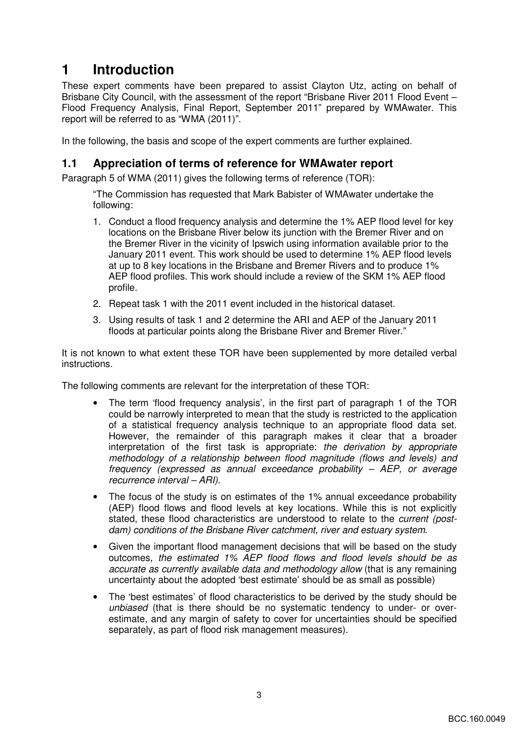# 1 Introduction

These expert comments have been prepared to assist Clayton Utz, acting on behalf of Brisbane City Council, with the assessment of the report "Brisbane River 2011 Flood Event – Flood Frequency Analysis, Final Report, September 2011" prepared by WMAwater. This report will be referred to as "WMA (2011)".

In the following, the basis and scope of the expert comments are further explained.

## 1.1 Appreciation of terms of reference for WMAwater report

Paragraph 5 of WMA (2011) gives the following terms of reference (TOR):

> "The Commission has requested that Mark Babister of WMAwater undertake the following:
>
> 1. Conduct a flood frequency analysis and determine the 1% AEP flood level for key locations on the Brisbane River below its junction with the Bremer River and on the Bremer River in the vicinity of Ipswich using information available prior to the January 2011 event. This work should be used to determine 1% AEP flood levels at up to 8 key locations in the Brisbane and Bremer Rivers and to produce 1% AEP flood profiles. This work should include a review of the SKM 1% AEP flood profile.
> 2. Repeat task 1 with the 2011 event included in the historical dataset.
> 3. Using results of task 1 and 2 determine the ARI and AEP of the January 2011 floods at particular points along the Brisbane River and Bremer River."

It is not known to what extent these TOR have been supplemented by more detailed verbal instructions.

The following comments are relevant for the interpretation of these TOR:

- The term 'flood frequency analysis', in the first part of paragraph 1 of the TOR could be narrowly interpreted to mean that the study is restricted to the application of a statistical frequency analysis technique to an appropriate flood data set. However, the remainder of this paragraph makes it clear that a broader interpretation of the first task is appropriate: *the derivation by appropriate methodology of a relationship between flood magnitude (flows and levels) and frequency (expressed as annual exceedance probability – AEP, or average recurrence interval – ARI)*.
- The focus of the study is on estimates of the 1% annual exceedance probability (AEP) flood flows and flood levels at key locations. While this is not explicitly stated, these flood characteristics are understood to relate to the *current (post-dam) conditions of the Brisbane River catchment, river and estuary system*.
- Given the important flood management decisions that will be based on the study outcomes, *the estimated 1% AEP flood flows and flood levels should be as accurate as currently available data and methodology allow* (that is any remaining uncertainty about the adopted 'best estimate' should be as small as possible)
- The 'best estimates' of flood characteristics to be derived by the study should be *unbiased* (that is there should be no systematic tendency to under- or over-estimate, and any margin of safety to cover for uncertainties should be specified separately, as part of flood risk management measures).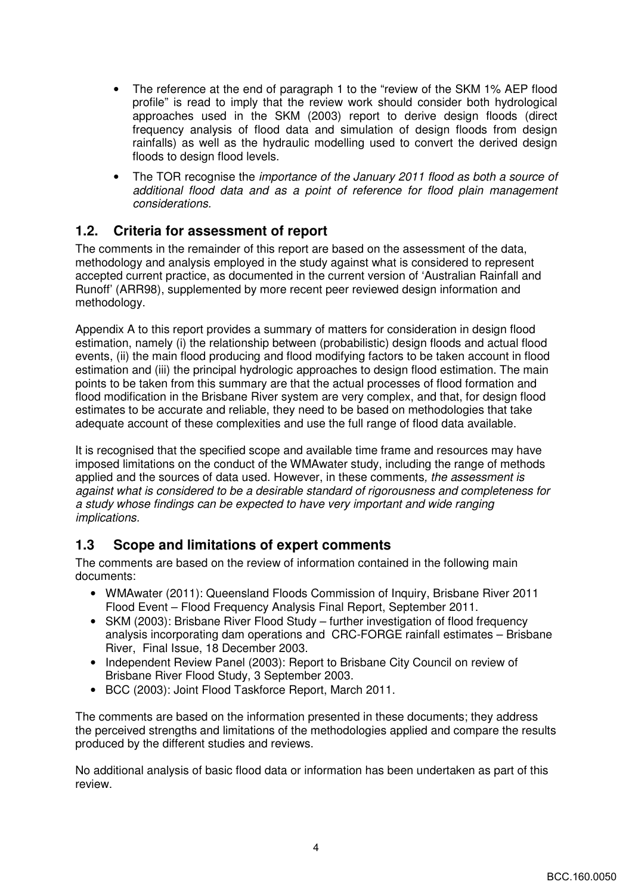- The reference at the end of paragraph 1 to the "review of the SKM 1% AEP flood profile" is read to imply that the review work should consider both hydrological approaches used in the SKM (2003) report to derive design floods (direct frequency analysis of flood data and simulation of design floods from design rainfalls) as well as the hydraulic modelling used to convert the derived design floods to design flood levels.
- The TOR recognise the *importance of the January 2011 flood as both a source of additional flood data and as a point of reference for flood plain management considerations.*

## 1.2. Criteria for assessment of report

The comments in the remainder of this report are based on the assessment of the data, methodology and analysis employed in the study against what is considered to represent accepted current practice, as documented in the current version of 'Australian Rainfall and Runoff' (ARR98), supplemented by more recent peer reviewed design information and methodology.

Appendix A to this report provides a summary of matters for consideration in design flood estimation, namely (i) the relationship between (probabilistic) design floods and actual flood events, (ii) the main flood producing and flood modifying factors to be taken account in flood estimation and (iii) the principal hydrologic approaches to design flood estimation. The main points to be taken from this summary are that the actual processes of flood formation and flood modification in the Brisbane River system are very complex, and that, for design flood estimates to be accurate and reliable, they need to be based on methodologies that take adequate account of these complexities and use the full range of flood data available.

It is recognised that the specified scope and available time frame and resources may have imposed limitations on the conduct of the WMAwater study, including the range of methods applied and the sources of data used. However, in these comments, *the assessment is against what is considered to be a desirable standard of rigorousness and completeness for a study whose findings can be expected to have very important and wide ranging implications*.

## 1.3 Scope and limitations of expert comments

The comments are based on the review of information contained in the following main documents:

- WMAwater (2011): Queensland Floods Commission of Inquiry, Brisbane River 2011 Flood Event – Flood Frequency Analysis Final Report, September 2011.
- SKM (2003): Brisbane River Flood Study – further investigation of flood frequency analysis incorporating dam operations and CRC-FORGE rainfall estimates – Brisbane River, Final Issue, 18 December 2003.
- Independent Review Panel (2003): Report to Brisbane City Council on review of Brisbane River Flood Study, 3 September 2003.
- BCC (2003): Joint Flood Taskforce Report, March 2011.

The comments are based on the information presented in these documents; they address the perceived strengths and limitations of the methodologies applied and compare the results produced by the different studies and reviews.

No additional analysis of basic flood data or information has been undertaken as part of this review.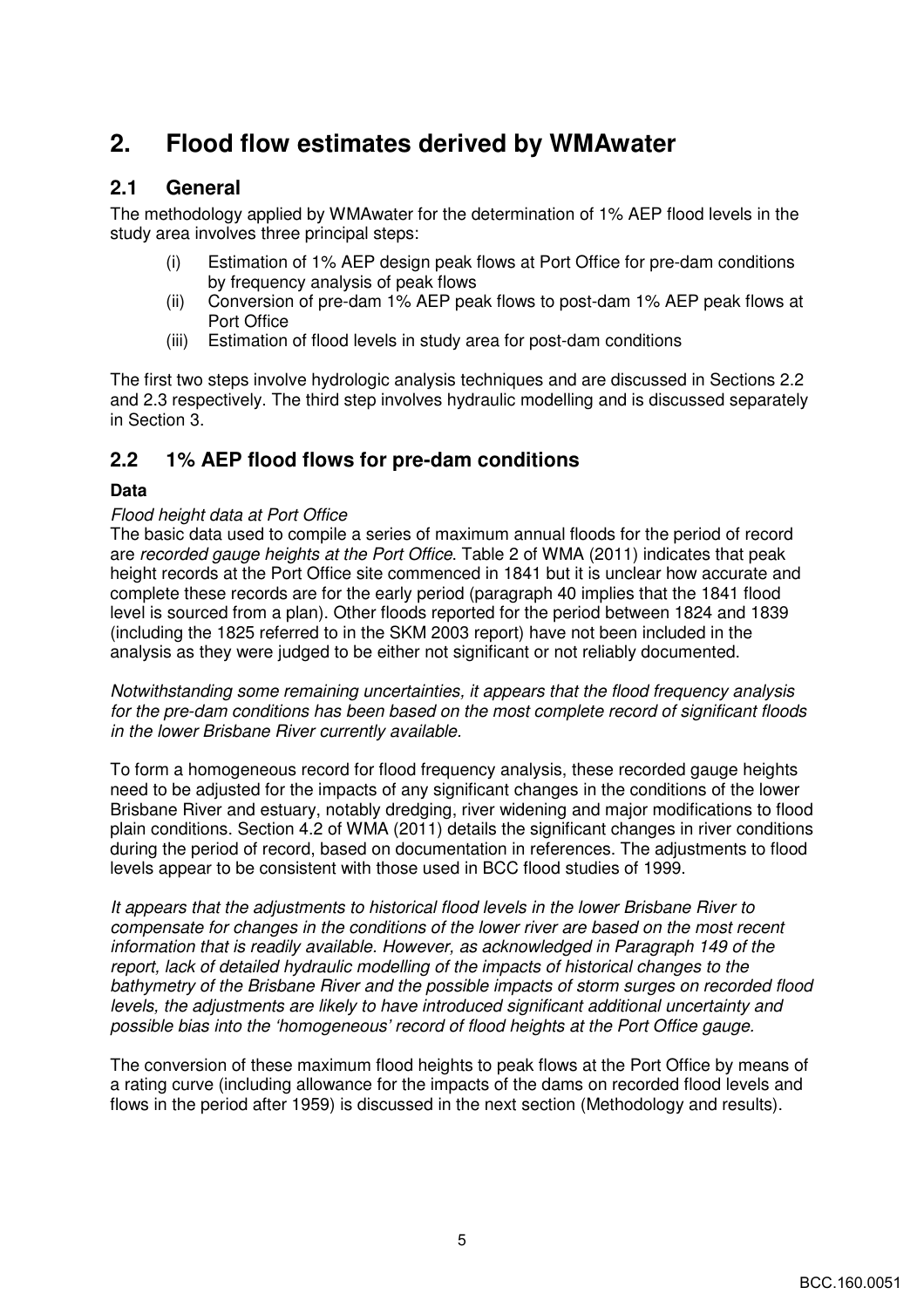# 2. Flood flow estimates derived by WMAwater

## 2.1 General

The methodology applied by WMAwater for the determination of 1% AEP flood levels in the study area involves three principal steps:

(i) Estimation of 1% AEP design peak flows at Port Office for pre-dam conditions by frequency analysis of peak flows
(ii) Conversion of pre-dam 1% AEP peak flows to post-dam 1% AEP peak flows at Port Office
(iii) Estimation of flood levels in study area for post-dam conditions

The first two steps involve hydrologic analysis techniques and are discussed in Sections 2.2 and 2.3 respectively. The third step involves hydraulic modelling and is discussed separately in Section 3.

## 2.2 1% AEP flood flows for pre-dam conditions

**Data**

*Flood height data at Port Office*

The basic data used to compile a series of maximum annual floods for the period of record are *recorded gauge heights at the Port Office*. Table 2 of WMA (2011) indicates that peak height records at the Port Office site commenced in 1841 but it is unclear how accurate and complete these records are for the early period (paragraph 40 implies that the 1841 flood level is sourced from a plan). Other floods reported for the period between 1824 and 1839 (including the 1825 referred to in the SKM 2003 report) have not been included in the analysis as they were judged to be either not significant or not reliably documented.

*Notwithstanding some remaining uncertainties, it appears that the flood frequency analysis for the pre-dam conditions has been based on the most complete record of significant floods in the lower Brisbane River currently available.*

To form a homogeneous record for flood frequency analysis, these recorded gauge heights need to be adjusted for the impacts of any significant changes in the conditions of the lower Brisbane River and estuary, notably dredging, river widening and major modifications to flood plain conditions. Section 4.2 of WMA (2011) details the significant changes in river conditions during the period of record, based on documentation in references. The adjustments to flood levels appear to be consistent with those used in BCC flood studies of 1999.

*It appears that the adjustments to historical flood levels in the lower Brisbane River to compensate for changes in the conditions of the lower river are based on the most recent information that is readily available. However, as acknowledged in Paragraph 149 of the report, lack of detailed hydraulic modelling of the impacts of historical changes to the bathymetry of the Brisbane River and the possible impacts of storm surges on recorded flood levels, the adjustments are likely to have introduced significant additional uncertainty and possible bias into the 'homogeneous' record of flood heights at the Port Office gauge.*

The conversion of these maximum flood heights to peak flows at the Port Office by means of a rating curve (including allowance for the impacts of the dams on recorded flood levels and flows in the period after 1959) is discussed in the next section (Methodology and results).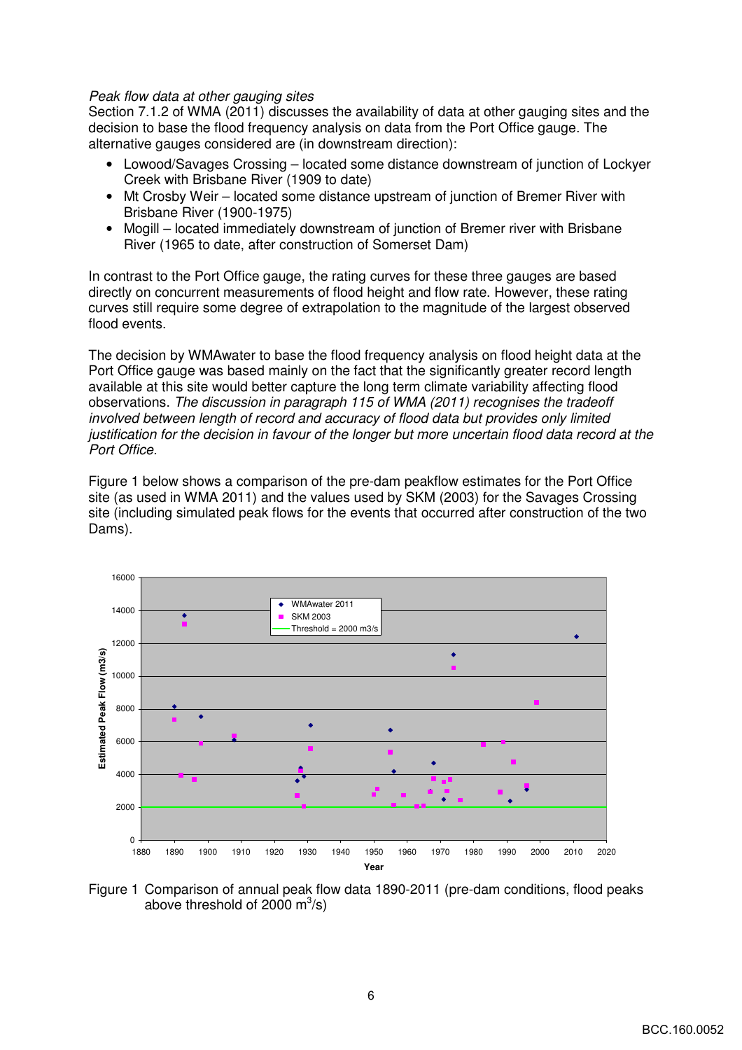*Peak flow data at other gauging sites*

Section 7.1.2 of WMA (2011) discusses the availability of data at other gauging sites and the decision to base the flood frequency analysis on data from the Port Office gauge. The alternative gauges considered are (in downstream direction):

- Lowood/Savages Crossing – located some distance downstream of junction of Lockyer Creek with Brisbane River (1909 to date)
- Mt Crosby Weir – located some distance upstream of junction of Bremer River with Brisbane River (1900-1975)
- Mogill – located immediately downstream of junction of Bremer river with Brisbane River (1965 to date, after construction of Somerset Dam)

In contrast to the Port Office gauge, the rating curves for these three gauges are based directly on concurrent measurements of flood height and flow rate. However, these rating curves still require some degree of extrapolation to the magnitude of the largest observed flood events.

The decision by WMAwater to base the flood frequency analysis on flood height data at the Port Office gauge was based mainly on the fact that the significantly greater record length available at this site would better capture the long term climate variability affecting flood observations. *The discussion in paragraph 115 of WMA (2011) recognises the tradeoff involved between length of record and accuracy of flood data but provides only limited justification for the decision in favour of the longer but more uncertain flood data record at the Port Office.*

Figure 1 below shows a comparison of the pre-dam peakflow estimates for the Port Office site (as used in WMA 2011) and the values used by SKM (2003) for the Savages Crossing site (including simulated peak flows for the events that occurred after construction of the two Dams).

Figure 1 Comparison of annual peak flow data 1890-2011 (pre-dam conditions, flood peaks above threshold of 2000 $m^3/s$)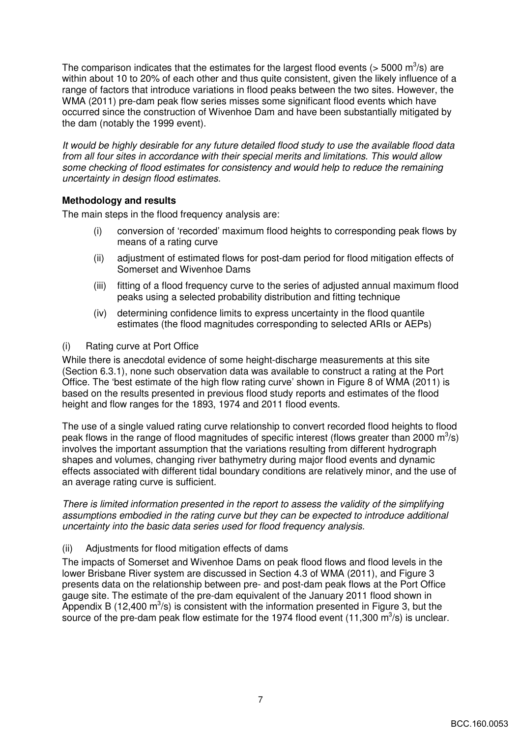The comparison indicates that the estimates for the largest flood events (> 5000 $m^3/s$) are within about 10 to 20% of each other and thus quite consistent, given the likely influence of a range of factors that introduce variations in flood peaks between the two sites. However, the WMA (2011) pre-dam peak flow series misses some significant flood events which have occurred since the construction of Wivenhoe Dam and have been substantially mitigated by the dam (notably the 1999 event).

*It would be highly desirable for any future detailed flood study to use the available flood data from all four sites in accordance with their special merits and limitations. This would allow some checking of flood estimates for consistency and would help to reduce the remaining uncertainty in design flood estimates.*

**Methodology and results**

The main steps in the flood frequency analysis are:

(i) conversion of 'recorded' maximum flood heights to corresponding peak flows by means of a rating curve

(ii) adjustment of estimated flows for post-dam period for flood mitigation effects of Somerset and Wivenhoe Dams

(iii) fitting of a flood frequency curve to the series of adjusted annual maximum flood peaks using a selected probability distribution and fitting technique

(iv) determining confidence limits to express uncertainty in the flood quantile estimates (the flood magnitudes corresponding to selected ARIs or AEPs)

(i) Rating curve at Port Office

While there is anecdotal evidence of some height-discharge measurements at this site (Section 6.3.1), none such observation data was available to construct a rating at the Port Office. The 'best estimate of the high flow rating curve' shown in Figure 8 of WMA (2011) is based on the results presented in previous flood study reports and estimates of the flood height and flow ranges for the 1893, 1974 and 2011 flood events.

The use of a single valued rating curve relationship to convert recorded flood heights to flood peak flows in the range of flood magnitudes of specific interest (flows greater than 2000 $m^3/s$) involves the important assumption that the variations resulting from different hydrograph shapes and volumes, changing river bathymetry during major flood events and dynamic effects associated with different tidal boundary conditions are relatively minor, and the use of an average rating curve is sufficient.

*There is limited information presented in the report to assess the validity of the simplifying assumptions embodied in the rating curve but they can be expected to introduce additional uncertainty into the basic data series used for flood frequency analysis.*

(ii) Adjustments for flood mitigation effects of dams

The impacts of Somerset and Wivenhoe Dams on peak flood flows and flood levels in the lower Brisbane River system are discussed in Section 4.3 of WMA (2011), and Figure 3 presents data on the relationship between pre- and post-dam peak flows at the Port Office gauge site. The estimate of the pre-dam equivalent of the January 2011 flood shown in Appendix B (12,400 $m^3/s$) is consistent with the information presented in Figure 3, but the source of the pre-dam peak flow estimate for the 1974 flood event (11,300 $m^3/s$) is unclear.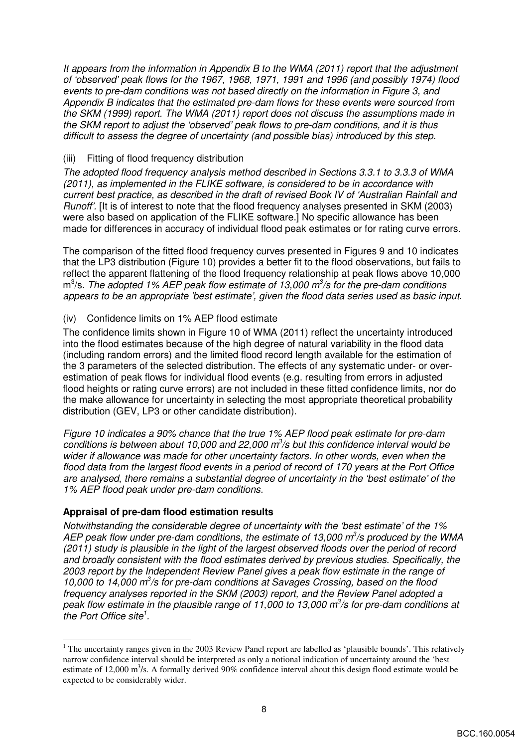*It appears from the information in Appendix B to the WMA (2011) report that the adjustment of 'observed' peak flows for the 1967, 1968, 1971, 1991 and 1996 (and possibly 1974) flood events to pre-dam conditions was not based directly on the information in Figure 3, and Appendix B indicates that the estimated pre-dam flows for these events were sourced from the SKM (1999) report. The WMA (2011) report does not discuss the assumptions made in the SKM report to adjust the 'observed' peak flows to pre-dam conditions, and it is thus difficult to assess the degree of uncertainty (and possible bias) introduced by this step.*

(iii) Fitting of flood frequency distribution

*The adopted flood frequency analysis method described in Sections 3.3.1 to 3.3.3 of WMA (2011), as implemented in the FLIKE software, is considered to be in accordance with current best practice, as described in the draft of revised Book IV of 'Australian Rainfall and Runoff'.* [It is of interest to note that the flood frequency analyses presented in SKM (2003) were also based on application of the FLIKE software.] No specific allowance has been made for differences in accuracy of individual flood peak estimates or for rating curve errors.

The comparison of the fitted flood frequency curves presented in Figures 9 and 10 indicates that the LP3 distribution (Figure 10) provides a better fit to the flood observations, but fails to reflect the apparent flattening of the flood frequency relationship at peak flows above 10,000 $m^3/s$. *The adopted 1% AEP peak flow estimate of 13,000 $m^3/s$ for the pre-dam conditions appears to be an appropriate 'best estimate', given the flood data series used as basic input*.

(iv) Confidence limits on 1% AEP flood estimate

The confidence limits shown in Figure 10 of WMA (2011) reflect the uncertainty introduced into the flood estimates because of the high degree of natural variability in the flood data (including random errors) and the limited flood record length available for the estimation of the 3 parameters of the selected distribution. The effects of any systematic under- or over-estimation of peak flows for individual flood events (e.g. resulting from errors in adjusted flood heights or rating curve errors) are not included in these fitted confidence limits, nor do the make allowance for uncertainty in selecting the most appropriate theoretical probability distribution (GEV, LP3 or other candidate distribution).

*Figure 10 indicates a 90% chance that the true 1% AEP flood peak estimate for pre-dam conditions is between about 10,000 and 22,000 $m^3/s$ but this confidence interval would be wider if allowance was made for other uncertainty factors. In other words, even when the flood data from the largest flood events in a period of record of 170 years at the Port Office are analysed, there remains a substantial degree of uncertainty in the 'best estimate' of the 1% AEP flood peak under pre-dam conditions.*

**Appraisal of pre-dam flood estimation results**

*Notwithstanding the considerable degree of uncertainty with the 'best estimate' of the 1% AEP peak flow under pre-dam conditions, the estimate of 13,000 $m^3/s$ produced by the WMA (2011) study is plausible in the light of the largest observed floods over the period of record and broadly consistent with the flood estimates derived by previous studies. Specifically, the 2003 report by the Independent Review Panel gives a peak flow estimate in the range of 10,000 to 14,000 $m^3/s$ for pre-dam conditions at Savages Crossing, based on the flood frequency analyses reported in the SKM (2003) report, and the Review Panel adopted a peak flow estimate in the plausible range of 11,000 to 13,000 $m^3/s$ for pre-dam conditions at the Port Office site[1].*

[1] The uncertainty ranges given in the 2003 Review Panel report are labelled as 'plausible bounds'. This relatively narrow confidence interval should be interpreted as only a notional indication of uncertainty around the 'best estimate of 12,000 $m^3/s$. A formally derived 90% confidence interval about this design flood estimate would be expected to be considerably wider.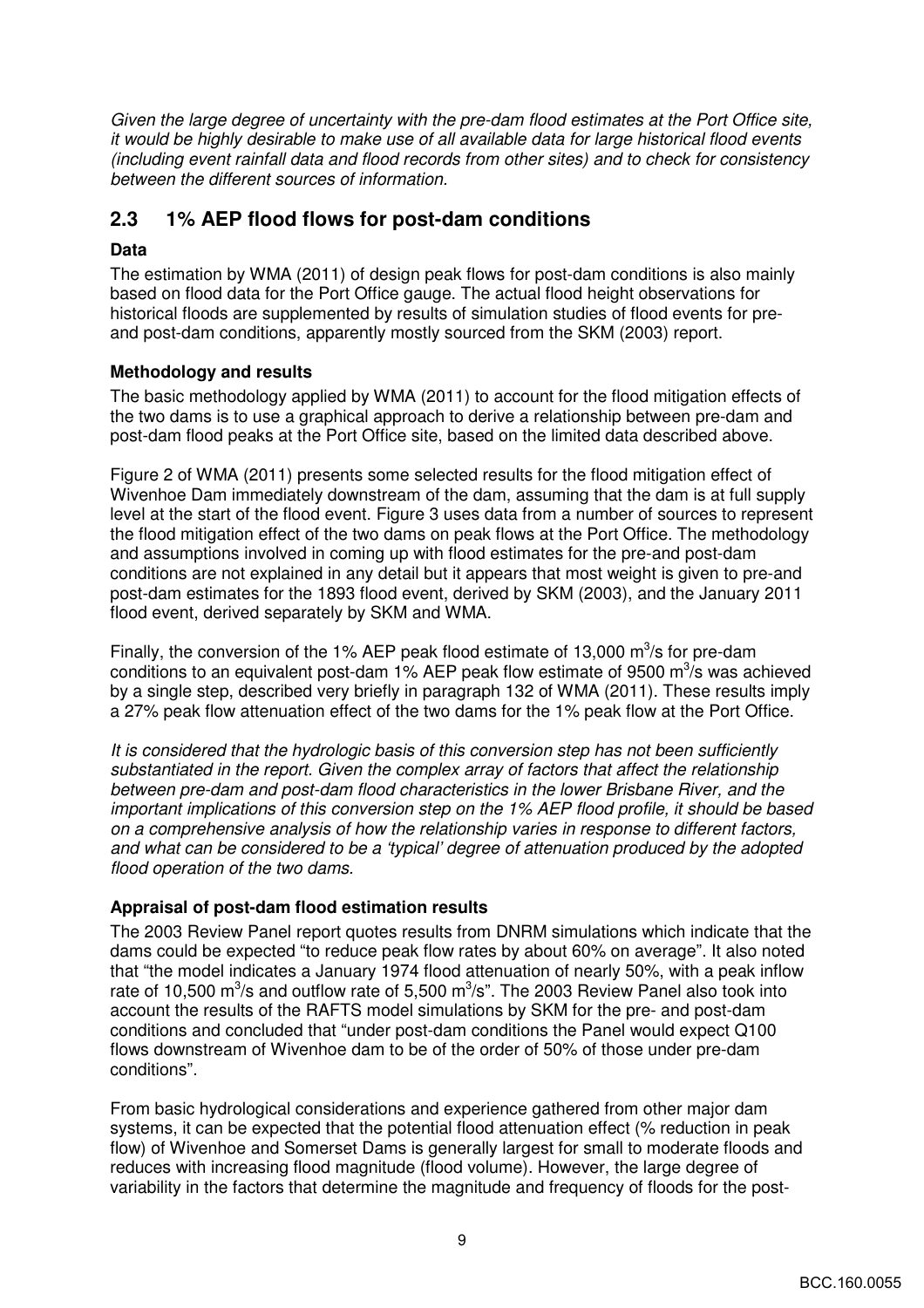*Given the large degree of uncertainty with the pre-dam flood estimates at the Port Office site, it would be highly desirable to make use of all available data for large historical flood events (including event rainfall data and flood records from other sites) and to check for consistency between the different sources of information.*

## 2.3 1% AEP flood flows for post-dam conditions

**Data**

The estimation by WMA (2011) of design peak flows for post-dam conditions is also mainly based on flood data for the Port Office gauge. The actual flood height observations for historical floods are supplemented by results of simulation studies of flood events for pre- and post-dam conditions, apparently mostly sourced from the SKM (2003) report.

**Methodology and results**

The basic methodology applied by WMA (2011) to account for the flood mitigation effects of the two dams is to use a graphical approach to derive a relationship between pre-dam and post-dam flood peaks at the Port Office site, based on the limited data described above.

Figure 2 of WMA (2011) presents some selected results for the flood mitigation effect of Wivenhoe Dam immediately downstream of the dam, assuming that the dam is at full supply level at the start of the flood event. Figure 3 uses data from a number of sources to represent the flood mitigation effect of the two dams on peak flows at the Port Office. The methodology and assumptions involved in coming up with flood estimates for the pre-and post-dam conditions are not explained in any detail but it appears that most weight is given to pre-and post-dam estimates for the 1893 flood event, derived by SKM (2003), and the January 2011 flood event, derived separately by SKM and WMA.

Finally, the conversion of the 1% AEP peak flood estimate of 13,000 $m^3$/s for pre-dam conditions to an equivalent post-dam 1% AEP peak flow estimate of 9500 $m^3$/s was achieved by a single step, described very briefly in paragraph 132 of WMA (2011). These results imply a 27% peak flow attenuation effect of the two dams for the 1% peak flow at the Port Office.

*It is considered that the hydrologic basis of this conversion step has not been sufficiently substantiated in the report. Given the complex array of factors that affect the relationship between pre-dam and post-dam flood characteristics in the lower Brisbane River, and the important implications of this conversion step on the 1% AEP flood profile, it should be based on a comprehensive analysis of how the relationship varies in response to different factors, and what can be considered to be a 'typical' degree of attenuation produced by the adopted flood operation of the two dams.*

**Appraisal of post-dam flood estimation results**

The 2003 Review Panel report quotes results from DNRM simulations which indicate that the dams could be expected "to reduce peak flow rates by about 60% on average". It also noted that "the model indicates a January 1974 flood attenuation of nearly 50%, with a peak inflow rate of 10,500 $m^3$/s and outflow rate of 5,500 $m^3$/s". The 2003 Review Panel also took into account the results of the RAFTS model simulations by SKM for the pre- and post-dam conditions and concluded that "under post-dam conditions the Panel would expect Q100 flows downstream of Wivenhoe dam to be of the order of 50% of those under pre-dam conditions".

From basic hydrological considerations and experience gathered from other major dam systems, it can be expected that the potential flood attenuation effect (% reduction in peak flow) of Wivenhoe and Somerset Dams is generally largest for small to moderate floods and reduces with increasing flood magnitude (flood volume). However, the large degree of variability in the factors that determine the magnitude and frequency of floods for the post-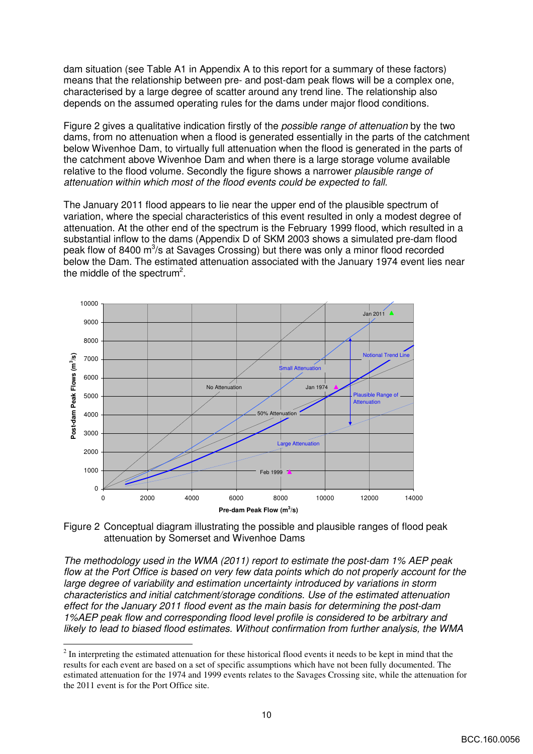dam situation (see Table A1 in Appendix A to this report for a summary of these factors) means that the relationship between pre- and post-dam peak flows will be a complex one, characterised by a large degree of scatter around any trend line. The relationship also depends on the assumed operating rules for the dams under major flood conditions.

Figure 2 gives a qualitative indication firstly of the *possible range of attenuation* by the two dams, from no attenuation when a flood is generated essentially in the parts of the catchment below Wivenhoe Dam, to virtually full attenuation when the flood is generated in the parts of the catchment above Wivenhoe Dam and when there is a large storage volume available relative to the flood volume. Secondly the figure shows a narrower *plausible range of attenuation within which most of the flood events could be expected to fall.*

The January 2011 flood appears to lie near the upper end of the plausible spectrum of variation, where the special characteristics of this event resulted in only a modest degree of attenuation. At the other end of the spectrum is the February 1999 flood, which resulted in a substantial inflow to the dams (Appendix D of SKM 2003 shows a simulated pre-dam flood peak flow of 8400 $m^3/s$ at Savages Crossing) but there was only a minor flood recorded below the Dam. The estimated attenuation associated with the January 1974 event lies near the middle of the spectrum[2].

Figure 2 Conceptual diagram illustrating the possible and plausible ranges of flood peak attenuation by Somerset and Wivenhoe Dams

*The methodology used in the WMA (2011) report to estimate the post-dam 1% AEP peak flow at the Port Office is based on very few data points which do not properly account for the large degree of variability and estimation uncertainty introduced by variations in storm characteristics and initial catchment/storage conditions. Use of the estimated attenuation effect for the January 2011 flood event as the main basis for determining the post-dam 1%AEP peak flow and corresponding flood level profile is considered to be arbitrary and likely to lead to biased flood estimates. Without confirmation from further analysis, the WMA*

---

[2] In interpreting the estimated attenuation for these historical flood events it needs to be kept in mind that the results for each event are based on a set of specific assumptions which have not been fully documented. The estimated attenuation for the 1974 and 1999 events relates to the Savages Crossing site, while the attenuation for the 2011 event is for the Port Office site.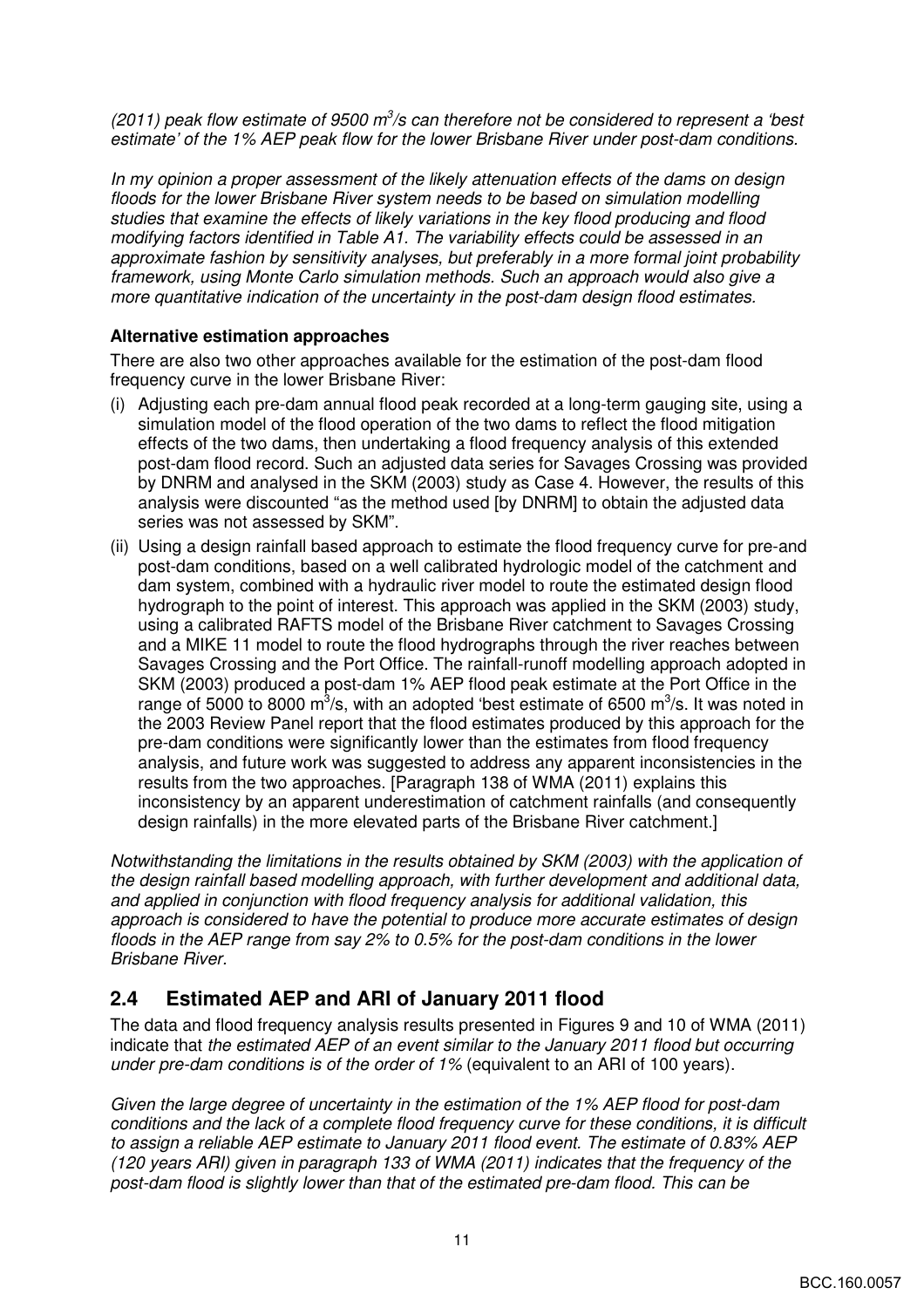*(2011) peak flow estimate of 9500 $m^3$/s can therefore not be considered to represent a 'best estimate' of the 1% AEP peak flow for the lower Brisbane River under post-dam conditions.*

*In my opinion a proper assessment of the likely attenuation effects of the dams on design floods for the lower Brisbane River system needs to be based on simulation modelling studies that examine the effects of likely variations in the key flood producing and flood modifying factors identified in Table A1. The variability effects could be assessed in an approximate fashion by sensitivity analyses, but preferably in a more formal joint probability framework, using Monte Carlo simulation methods. Such an approach would also give a more quantitative indication of the uncertainty in the post-dam design flood estimates.*

**Alternative estimation approaches**

There are also two other approaches available for the estimation of the post-dam flood frequency curve in the lower Brisbane River:

(i) Adjusting each pre-dam annual flood peak recorded at a long-term gauging site, using a simulation model of the flood operation of the two dams to reflect the flood mitigation effects of the two dams, then undertaking a flood frequency analysis of this extended post-dam flood record. Such an adjusted data series for Savages Crossing was provided by DNRM and analysed in the SKM (2003) study as Case 4. However, the results of this analysis were discounted "as the method used [by DNRM] to obtain the adjusted data series was not assessed by SKM".

(ii) Using a design rainfall based approach to estimate the flood frequency curve for pre-and post-dam conditions, based on a well calibrated hydrologic model of the catchment and dam system, combined with a hydraulic river model to route the estimated design flood hydrograph to the point of interest. This approach was applied in the SKM (2003) study, using a calibrated RAFTS model of the Brisbane River catchment to Savages Crossing and a MIKE 11 model to route the flood hydrographs through the river reaches between Savages Crossing and the Port Office. The rainfall-runoff modelling approach adopted in SKM (2003) produced a post-dam 1% AEP flood peak estimate at the Port Office in the range of 5000 to 8000 $m^3$/s, with an adopted 'best estimate of 6500 $m^3$/s. It was noted in the 2003 Review Panel report that the flood estimates produced by this approach for the pre-dam conditions were significantly lower than the estimates from flood frequency analysis, and future work was suggested to address any apparent inconsistencies in the results from the two approaches. [Paragraph 138 of WMA (2011) explains this inconsistency by an apparent underestimation of catchment rainfalls (and consequently design rainfalls) in the more elevated parts of the Brisbane River catchment.]

*Notwithstanding the limitations in the results obtained by SKM (2003) with the application of the design rainfall based modelling approach, with further development and additional data, and applied in conjunction with flood frequency analysis for additional validation, this approach is considered to have the potential to produce more accurate estimates of design floods in the AEP range from say 2% to 0.5% for the post-dam conditions in the lower Brisbane River.*

## 2.4 Estimated AEP and ARI of January 2011 flood

The data and flood frequency analysis results presented in Figures 9 and 10 of WMA (2011) indicate that *the estimated AEP of an event similar to the January 2011 flood but occurring under pre-dam conditions is of the order of 1%* (equivalent to an ARI of 100 years).

*Given the large degree of uncertainty in the estimation of the 1% AEP flood for post-dam conditions and the lack of a complete flood frequency curve for these conditions, it is difficult to assign a reliable AEP estimate to January 2011 flood event. The estimate of 0.83% AEP (120 years ARI) given in paragraph 133 of WMA (2011) indicates that the frequency of the post-dam flood is slightly lower than that of the estimated pre-dam flood. This can be*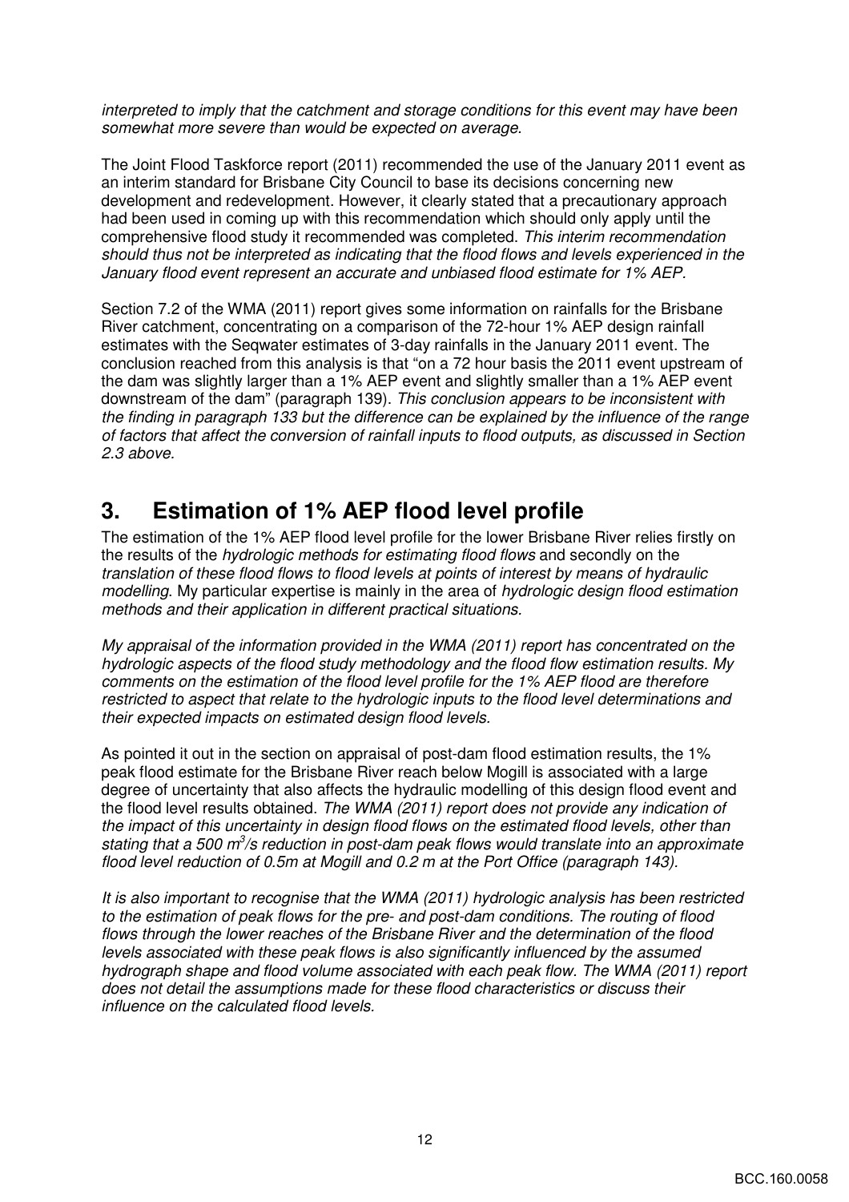*interpreted to imply that the catchment and storage conditions for this event may have been somewhat more severe than would be expected on average.*

The Joint Flood Taskforce report (2011) recommended the use of the January 2011 event as an interim standard for Brisbane City Council to base its decisions concerning new development and redevelopment. However, it clearly stated that a precautionary approach had been used in coming up with this recommendation which should only apply until the comprehensive flood study it recommended was completed. *This interim recommendation should thus not be interpreted as indicating that the flood flows and levels experienced in the January flood event represent an accurate and unbiased flood estimate for 1% AEP.*

Section 7.2 of the WMA (2011) report gives some information on rainfalls for the Brisbane River catchment, concentrating on a comparison of the 72-hour 1% AEP design rainfall estimates with the Seqwater estimates of 3-day rainfalls in the January 2011 event. The conclusion reached from this analysis is that "on a 72 hour basis the 2011 event upstream of the dam was slightly larger than a 1% AEP event and slightly smaller than a 1% AEP event downstream of the dam" (paragraph 139). *This conclusion appears to be inconsistent with the finding in paragraph 133 but the difference can be explained by the influence of the range of factors that affect the conversion of rainfall inputs to flood outputs, as discussed in Section 2.3 above.*

# 3. Estimation of 1% AEP flood level profile

The estimation of the 1% AEP flood level profile for the lower Brisbane River relies firstly on the results of the *hydrologic methods for estimating flood flows* and secondly on the *translation of these flood flows to flood levels at points of interest by means of hydraulic modelling*. My particular expertise is mainly in the area of *hydrologic design flood estimation methods and their application in different practical situations.*

*My appraisal of the information provided in the WMA (2011) report has concentrated on the hydrologic aspects of the flood study methodology and the flood flow estimation results. My comments on the estimation of the flood level profile for the 1% AEP flood are therefore restricted to aspect that relate to the hydrologic inputs to the flood level determinations and their expected impacts on estimated design flood levels.*

As pointed it out in the section on appraisal of post-dam flood estimation results, the 1% peak flood estimate for the Brisbane River reach below Mogill is associated with a large degree of uncertainty that also affects the hydraulic modelling of this design flood event and the flood level results obtained. *The WMA (2011) report does not provide any indication of the impact of this uncertainty in design flood flows on the estimated flood levels, other than stating that a 500 $m^3$/s reduction in post-dam peak flows would translate into an approximate flood level reduction of 0.5m at Mogill and 0.2 m at the Port Office (paragraph 143).*

*It is also important to recognise that the WMA (2011) hydrologic analysis has been restricted to the estimation of peak flows for the pre- and post-dam conditions. The routing of flood flows through the lower reaches of the Brisbane River and the determination of the flood levels associated with these peak flows is also significantly influenced by the assumed hydrograph shape and flood volume associated with each peak flow. The WMA (2011) report does not detail the assumptions made for these flood characteristics or discuss their influence on the calculated flood levels.*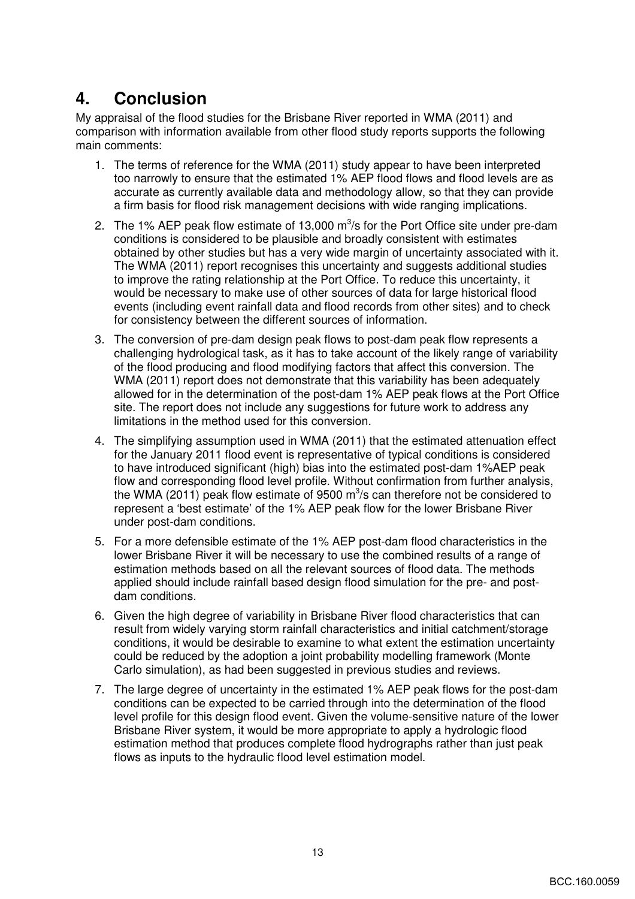# 4. Conclusion

My appraisal of the flood studies for the Brisbane River reported in WMA (2011) and comparison with information available from other flood study reports supports the following main comments:

1. The terms of reference for the WMA (2011) study appear to have been interpreted too narrowly to ensure that the estimated 1% AEP flood flows and flood levels are as accurate as currently available data and methodology allow, so that they can provide a firm basis for flood risk management decisions with wide ranging implications.
2. The 1% AEP peak flow estimate of 13,000 $m^3$/s for the Port Office site under pre-dam conditions is considered to be plausible and broadly consistent with estimates obtained by other studies but has a very wide margin of uncertainty associated with it. The WMA (2011) report recognises this uncertainty and suggests additional studies to improve the rating relationship at the Port Office. To reduce this uncertainty, it would be necessary to make use of other sources of data for large historical flood events (including event rainfall data and flood records from other sites) and to check for consistency between the different sources of information.
3. The conversion of pre-dam design peak flows to post-dam peak flow represents a challenging hydrological task, as it has to take account of the likely range of variability of the flood producing and flood modifying factors that affect this conversion. The WMA (2011) report does not demonstrate that this variability has been adequately allowed for in the determination of the post-dam 1% AEP peak flows at the Port Office site. The report does not include any suggestions for future work to address any limitations in the method used for this conversion.
4. The simplifying assumption used in WMA (2011) that the estimated attenuation effect for the January 2011 flood event is representative of typical conditions is considered to have introduced significant (high) bias into the estimated post-dam 1%AEP peak flow and corresponding flood level profile. Without confirmation from further analysis, the WMA (2011) peak flow estimate of 9500 $m^3$/s can therefore not be considered to represent a 'best estimate' of the 1% AEP peak flow for the lower Brisbane River under post-dam conditions.
5. For a more defensible estimate of the 1% AEP post-dam flood characteristics in the lower Brisbane River it will be necessary to use the combined results of a range of estimation methods based on all the relevant sources of flood data. The methods applied should include rainfall based design flood simulation for the pre- and post-dam conditions.
6. Given the high degree of variability in Brisbane River flood characteristics that can result from widely varying storm rainfall characteristics and initial catchment/storage conditions, it would be desirable to examine to what extent the estimation uncertainty could be reduced by the adoption a joint probability modelling framework (Monte Carlo simulation), as had been suggested in previous studies and reviews.
7. The large degree of uncertainty in the estimated 1% AEP peak flows for the post-dam conditions can be expected to be carried through into the determination of the flood level profile for this design flood event. Given the volume-sensitive nature of the lower Brisbane River system, it would be more appropriate to apply a hydrologic flood estimation method that produces complete flood hydrographs rather than just peak flows as inputs to the hydraulic flood level estimation model.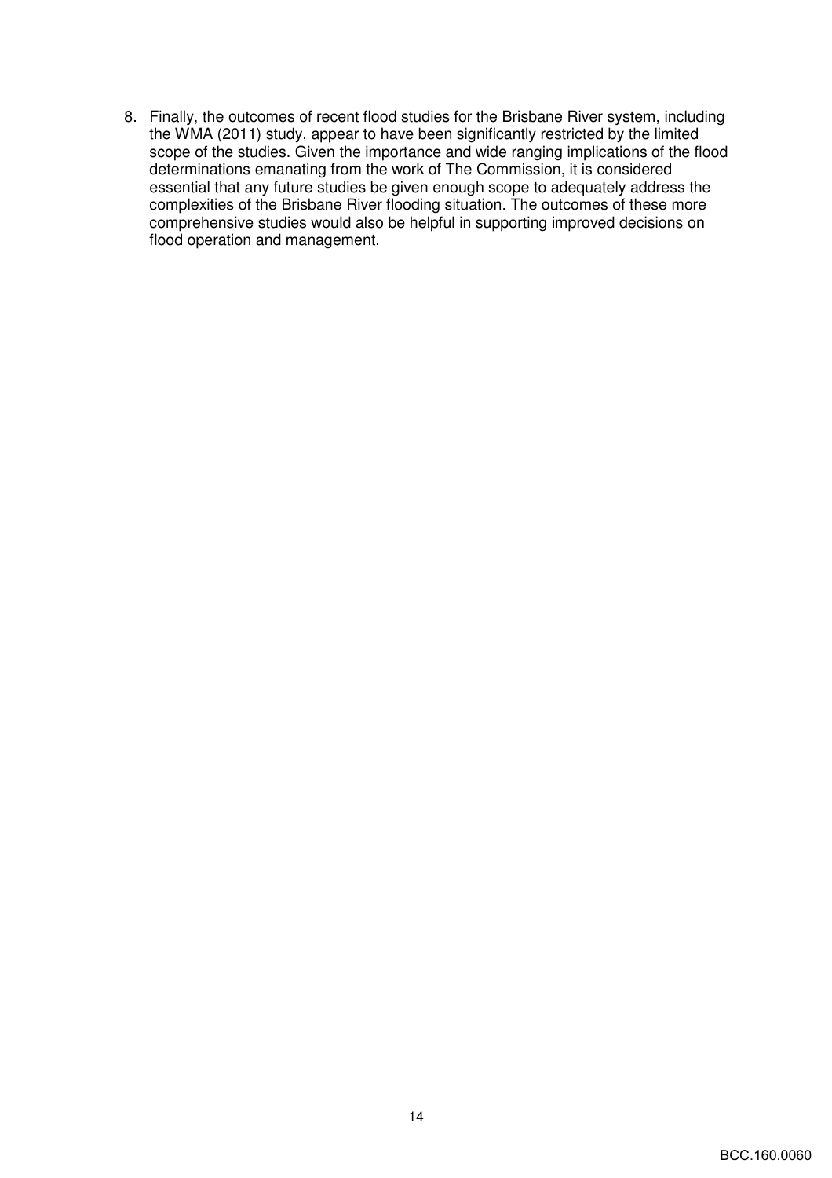8. Finally, the outcomes of recent flood studies for the Brisbane River system, including the WMA (2011) study, appear to have been significantly restricted by the limited scope of the studies. Given the importance and wide ranging implications of the flood determinations emanating from the work of The Commission, it is considered essential that any future studies be given enough scope to adequately address the complexities of the Brisbane River flooding situation. The outcomes of these more comprehensive studies would also be helpful in supporting improved decisions on flood operation and management.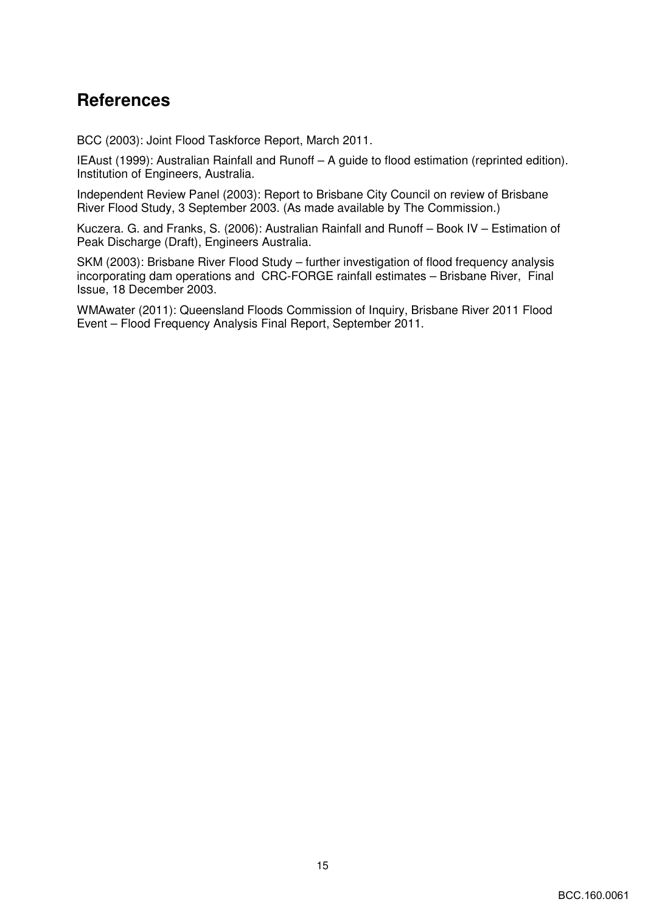# References

BCC (2003): Joint Flood Taskforce Report, March 2011.

IEAust (1999): Australian Rainfall and Runoff – A guide to flood estimation (reprinted edition). Institution of Engineers, Australia.

Independent Review Panel (2003): Report to Brisbane City Council on review of Brisbane River Flood Study, 3 September 2003. (As made available by The Commission.)

Kuczera. G. and Franks, S. (2006): Australian Rainfall and Runoff – Book IV – Estimation of Peak Discharge (Draft), Engineers Australia.

SKM (2003): Brisbane River Flood Study – further investigation of flood frequency analysis incorporating dam operations and CRC-FORGE rainfall estimates – Brisbane River, Final Issue, 18 December 2003.

WMAwater (2011): Queensland Floods Commission of Inquiry, Brisbane River 2011 Flood Event – Flood Frequency Analysis Final Report, September 2011.

BCC.160.0061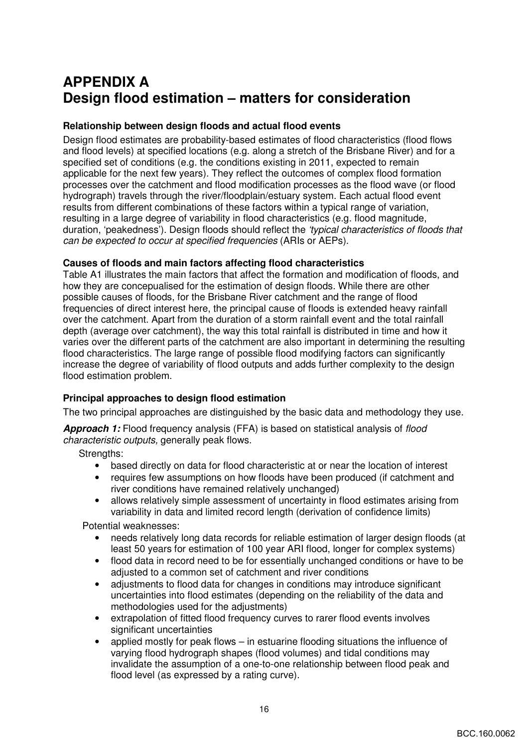# APPENDIX A
# Design flood estimation – matters for consideration

**Relationship between design floods and actual flood events**

Design flood estimates are probability-based estimates of flood characteristics (flood flows and flood levels) at specified locations (e.g. along a stretch of the Brisbane River) and for a specified set of conditions (e.g. the conditions existing in 2011, expected to remain applicable for the next few years). They reflect the outcomes of complex flood formation processes over the catchment and flood modification processes as the flood wave (or flood hydrograph) travels through the river/floodplain/estuary system. Each actual flood event results from different combinations of these factors within a typical range of variation, resulting in a large degree of variability in flood characteristics (e.g. flood magnitude, duration, 'peakedness'). Design floods should reflect the *'typical characteristics of floods that can be expected to occur at specified frequencies* (ARIs or AEPs).

**Causes of floods and main factors affecting flood characteristics**

Table A1 illustrates the main factors that affect the formation and modification of floods, and how they are concepualised for the estimation of design floods. While there are other possible causes of floods, for the Brisbane River catchment and the range of flood frequencies of direct interest here, the principal cause of floods is extended heavy rainfall over the catchment. Apart from the duration of a storm rainfall event and the total rainfall depth (average over catchment), the way this total rainfall is distributed in time and how it varies over the different parts of the catchment are also important in determining the resulting flood characteristics. The large range of possible flood modifying factors can significantly increase the degree of variability of flood outputs and adds further complexity to the design flood estimation problem.

**Principal approaches to design flood estimation**

The two principal approaches are distinguished by the basic data and methodology they use.

***Approach 1:*** Flood frequency analysis (FFA) is based on statistical analysis of *flood characteristic outputs,* generally peak flows.

Strengths:

- based directly on data for flood characteristic at or near the location of interest
- requires few assumptions on how floods have been produced (if catchment and river conditions have remained relatively unchanged)
- allows relatively simple assessment of uncertainty in flood estimates arising from variability in data and limited record length (derivation of confidence limits)

Potential weaknesses:

- needs relatively long data records for reliable estimation of larger design floods (at least 50 years for estimation of 100 year ARI flood, longer for complex systems)
- flood data in record need to be for essentially unchanged conditions or have to be adjusted to a common set of catchment and river conditions
- adjustments to flood data for changes in conditions may introduce significant uncertainties into flood estimates (depending on the reliability of the data and methodologies used for the adjustments)
- extrapolation of fitted flood frequency curves to rarer flood events involves significant uncertainties
- applied mostly for peak flows – in estuarine flooding situations the influence of varying flood hydrograph shapes (flood volumes) and tidal conditions may invalidate the assumption of a one-to-one relationship between flood peak and flood level (as expressed by a rating curve).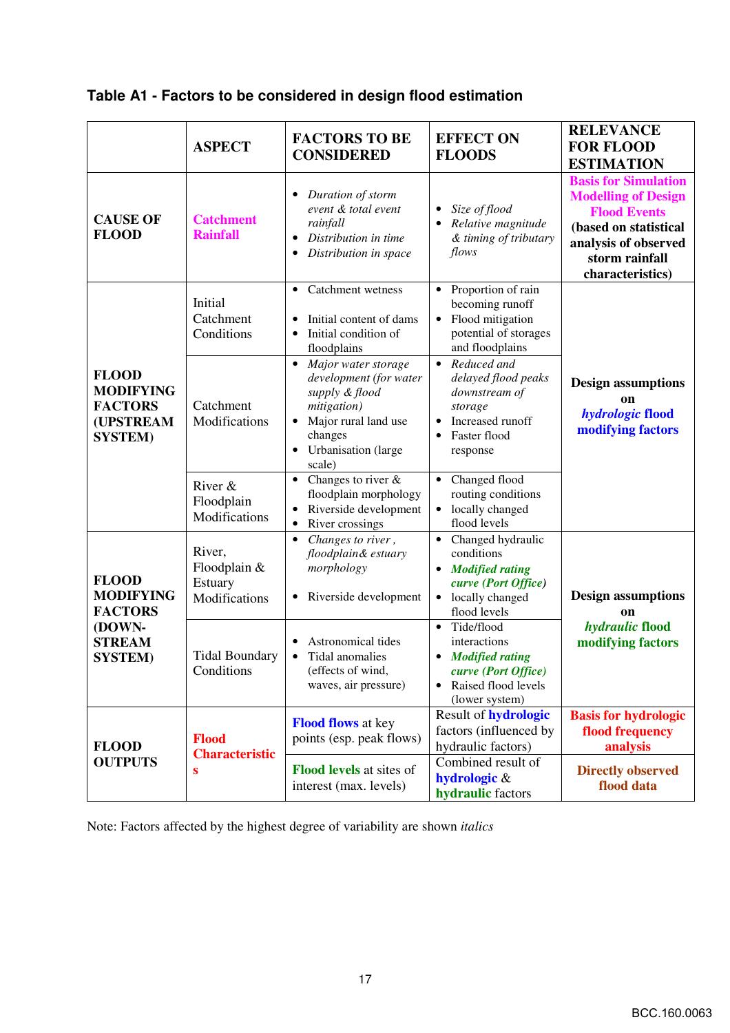**Table A1 - Factors to be considered in design flood estimation**

| | ASPECT | FACTORS TO BE CONSIDERED | EFFECT ON FLOODS | RELEVANCE FOR FLOOD ESTIMATION |
|---|---|---|---|---|
| **CAUSE OF FLOOD** | **Catchment Rainfall** | • *Duration of storm event & total event rainfall*<br>• *Distribution in time*<br>• *Distribution in space* | • *Size of flood*<br>• *Relative magnitude & timing of tributary flows* | **Basis for Simulation Modelling of Design Flood Events (based on statistical analysis of observed storm rainfall characteristics)** |
| **FLOOD MODIFYING FACTORS (UPSTREAM SYSTEM)** | Initial Catchment Conditions | • Catchment wetness<br>• Initial content of dams<br>• Initial condition of floodplains | • Proportion of rain becoming runoff<br>• Flood mitigation potential of storages and floodplains | **Design assumptions on *hydrologic* flood modifying factors** |
| | Catchment Modifications | • *Major water storage development (for water supply & flood mitigation)*<br>• Major rural land use changes<br>• Urbanisation (large scale) | • *Reduced and delayed flood peaks downstream of storage*<br>• Increased runoff<br>• Faster flood response | |
| | River & Floodplain Modifications | • Changes to river & floodplain morphology<br>• Riverside development<br>• River crossings | • Changed flood routing conditions<br>• locally changed flood levels | |
| **FLOOD MODIFYING FACTORS (DOWN-STREAM SYSTEM)** | River, Floodplain & Estuary Modifications | • *Changes to river , floodplain& estuary morphology*<br>• Riverside development | • Changed hydraulic conditions<br>• ***Modified rating curve (Port Office)***<br>• locally changed flood levels | **Design assumptions on *hydraulic* flood modifying factors** |
| | Tidal Boundary Conditions | • Astronomical tides<br>• Tidal anomalies (effects of wind, waves, air pressure) | • Tide/flood interactions<br>• ***Modified rating curve (Port Office)***<br>• Raised flood levels (lower system) | |
| **FLOOD OUTPUTS** | **Flood Characteristics** | **Flood flows** at key points (esp. peak flows) | Result of **hydrologic** factors (influenced by hydraulic factors) | **Basis for hydrologic flood frequency analysis** |
| | | **Flood levels** at sites of interest (max. levels) | Combined result of **hydrologic** & **hydraulic** factors | **Directly observed flood data** |

Note: Factors affected by the highest degree of variability are shown *italics*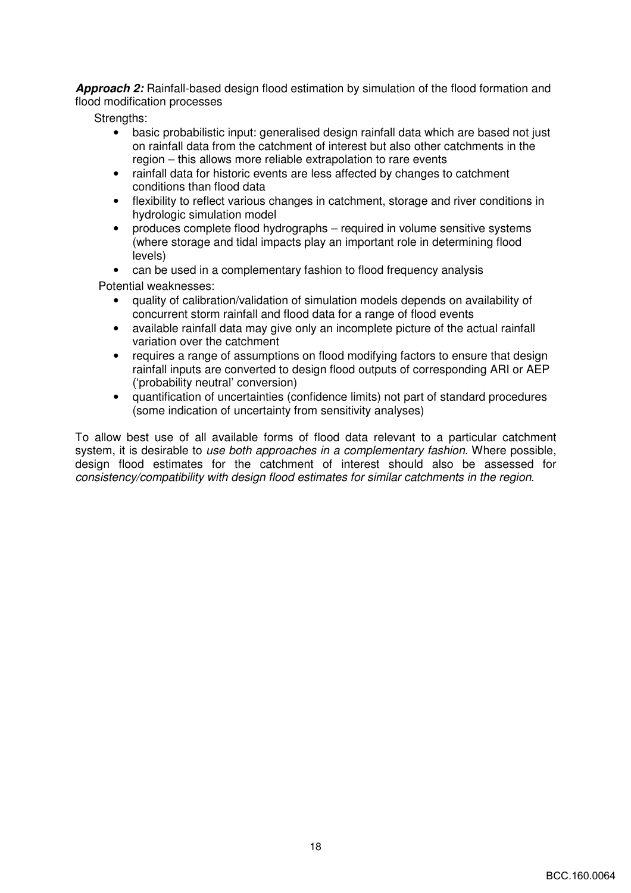***Approach 2:*** Rainfall-based design flood estimation by simulation of the flood formation and flood modification processes

Strengths:

- basic probabilistic input: generalised design rainfall data which are based not just on rainfall data from the catchment of interest but also other catchments in the region – this allows more reliable extrapolation to rare events
- rainfall data for historic events are less affected by changes to catchment conditions than flood data
- flexibility to reflect various changes in catchment, storage and river conditions in hydrologic simulation model
- produces complete flood hydrographs – required in volume sensitive systems (where storage and tidal impacts play an important role in determining flood levels)
- can be used in a complementary fashion to flood frequency analysis

Potential weaknesses:

- quality of calibration/validation of simulation models depends on availability of concurrent storm rainfall and flood data for a range of flood events
- available rainfall data may give only an incomplete picture of the actual rainfall variation over the catchment
- requires a range of assumptions on flood modifying factors to ensure that design rainfall inputs are converted to design flood outputs of corresponding ARI or AEP ('probability neutral' conversion)
- quantification of uncertainties (confidence limits) not part of standard procedures (some indication of uncertainty from sensitivity analyses)

To allow best use of all available forms of flood data relevant to a particular catchment system, it is desirable to *use both approaches in a complementary fashion*. Where possible, design flood estimates for the catchment of interest should also be assessed for *consistency/compatibility with design flood estimates for similar catchments in the region*.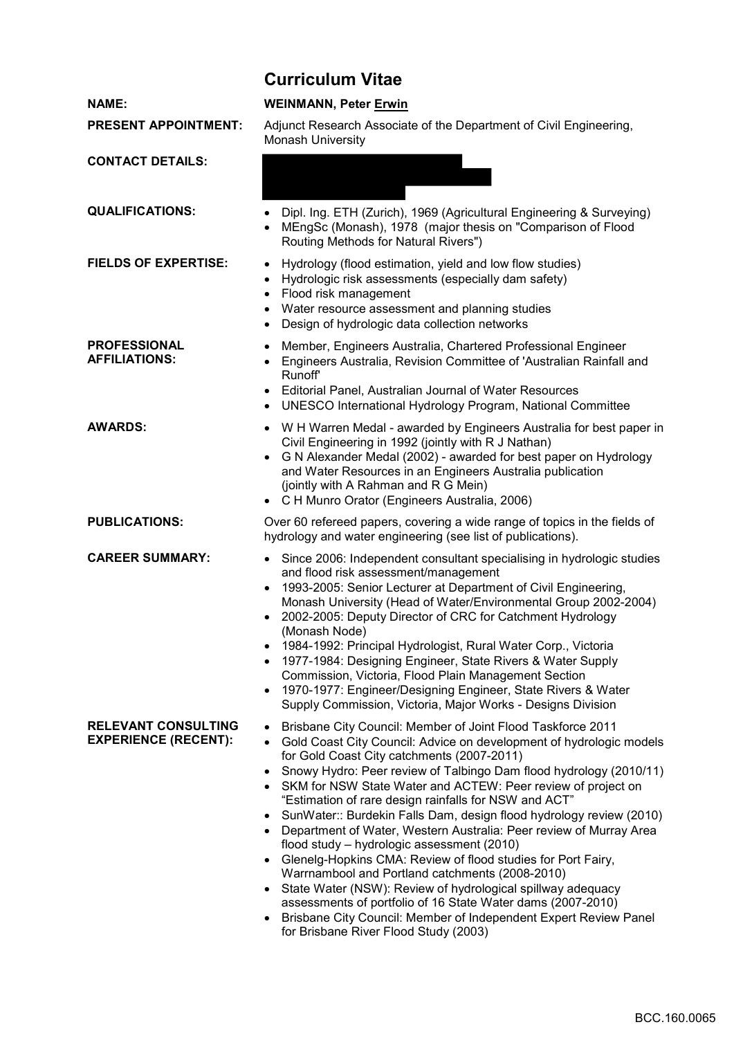# Curriculum Vitae

**NAME:** **WEINMANN, Peter Erwin**

**PRESENT APPOINTMENT:** Adjunct Research Associate of the Department of Civil Engineering, Monash University

**CONTACT DETAILS:**

**QUALIFICATIONS:**

- Dipl. Ing. ETH (Zurich), 1969 (Agricultural Engineering & Surveying)
- MEngSc (Monash), 1978 (major thesis on "Comparison of Flood Routing Methods for Natural Rivers")

**FIELDS OF EXPERTISE:**

- Hydrology (flood estimation, yield and low flow studies)
- Hydrologic risk assessments (especially dam safety)
- Flood risk management
- Water resource assessment and planning studies
- Design of hydrologic data collection networks

**PROFESSIONAL AFFILIATIONS:**

- Member, Engineers Australia, Chartered Professional Engineer
- Engineers Australia, Revision Committee of 'Australian Rainfall and Runoff'
- Editorial Panel, Australian Journal of Water Resources
- UNESCO International Hydrology Program, National Committee

**AWARDS:**

- W H Warren Medal - awarded by Engineers Australia for best paper in Civil Engineering in 1992 (jointly with R J Nathan)
- G N Alexander Medal (2002) - awarded for best paper on Hydrology and Water Resources in an Engineers Australia publication (jointly with A Rahman and R G Mein)
- C H Munro Orator (Engineers Australia, 2006)

**PUBLICATIONS:** Over 60 refereed papers, covering a wide range of topics in the fields of hydrology and water engineering (see list of publications).

**CAREER SUMMARY:**

- Since 2006: Independent consultant specialising in hydrologic studies and flood risk assessment/management
- 1993-2005: Senior Lecturer at Department of Civil Engineering, Monash University (Head of Water/Environmental Group 2002-2004)
- 2002-2005: Deputy Director of CRC for Catchment Hydrology (Monash Node)
- 1984-1992: Principal Hydrologist, Rural Water Corp., Victoria
- 1977-1984: Designing Engineer, State Rivers & Water Supply Commission, Victoria, Flood Plain Management Section
- 1970-1977: Engineer/Designing Engineer, State Rivers & Water Supply Commission, Victoria, Major Works - Designs Division

**RELEVANT CONSULTING EXPERIENCE (RECENT):**

- Brisbane City Council: Member of Joint Flood Taskforce 2011
- Gold Coast City Council: Advice on development of hydrologic models for Gold Coast City catchments (2007-2011)
- Snowy Hydro: Peer review of Talbingo Dam flood hydrology (2010/11)
- SKM for NSW State Water and ACTEW: Peer review of project on "Estimation of rare design rainfalls for NSW and ACT"
- SunWater:: Burdekin Falls Dam, design flood hydrology review (2010)
- Department of Water, Western Australia: Peer review of Murray Area flood study – hydrologic assessment (2010)
- Glenelg-Hopkins CMA: Review of flood studies for Port Fairy, Warrnambool and Portland catchments (2008-2010)
- State Water (NSW): Review of hydrological spillway adequacy assessments of portfolio of 16 State Water dams (2007-2010)
- Brisbane City Council: Member of Independent Expert Review Panel for Brisbane River Flood Study (2003)

BCC.160.0065